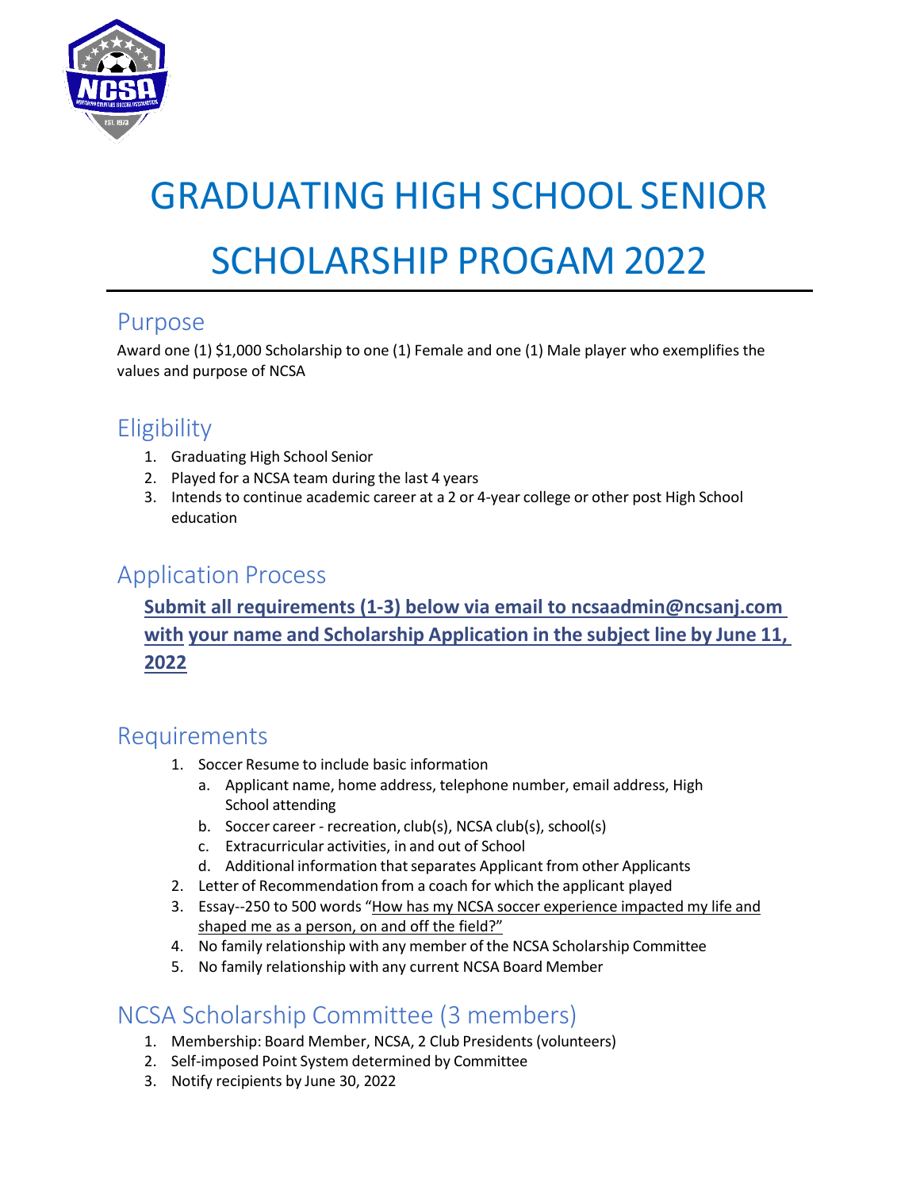# GRADUATING HIGH SCHOOL SENIOR SCHOLARSHIP PROGAM 2022

## Purpose

Award one (1) $1,000 Scholarship to one (1) Female and one (1) Male player who exemplifies the values and purpose of NCSA

## Eligibility

1. Graduating High School Senior
2. Played for a NCSA team during the last 4 years
3. Intends to continue academic career at a 2 or 4-year college or other post High School education

## Application Process

**Submit all requirements (1-3) below via email to ncsaadmin@ncsanj.com with your name and Scholarship Application in the subject line by June 11, 2022**

## Requirements

1. Soccer Resume to include basic information
   a. Applicant name, home address, telephone number, email address, High School attending
   b. Soccer career - recreation, club(s), NCSA club(s), school(s)
   c. Extracurricular activities, in and out of School
   d. Additional information that separates Applicant from other Applicants
2. Letter of Recommendation from a coach for which the applicant played
3. Essay--250 to 500 words "How has my NCSA soccer experience impacted my life and shaped me as a person, on and off the field?"
4. No family relationship with any member of the NCSA Scholarship Committee
5. No family relationship with any current NCSA Board Member

## NCSA Scholarship Committee (3 members)

1. Membership: Board Member, NCSA, 2 Club Presidents (volunteers)
2. Self-imposed Point System determined by Committee
3. Notify recipients by June 30, 2022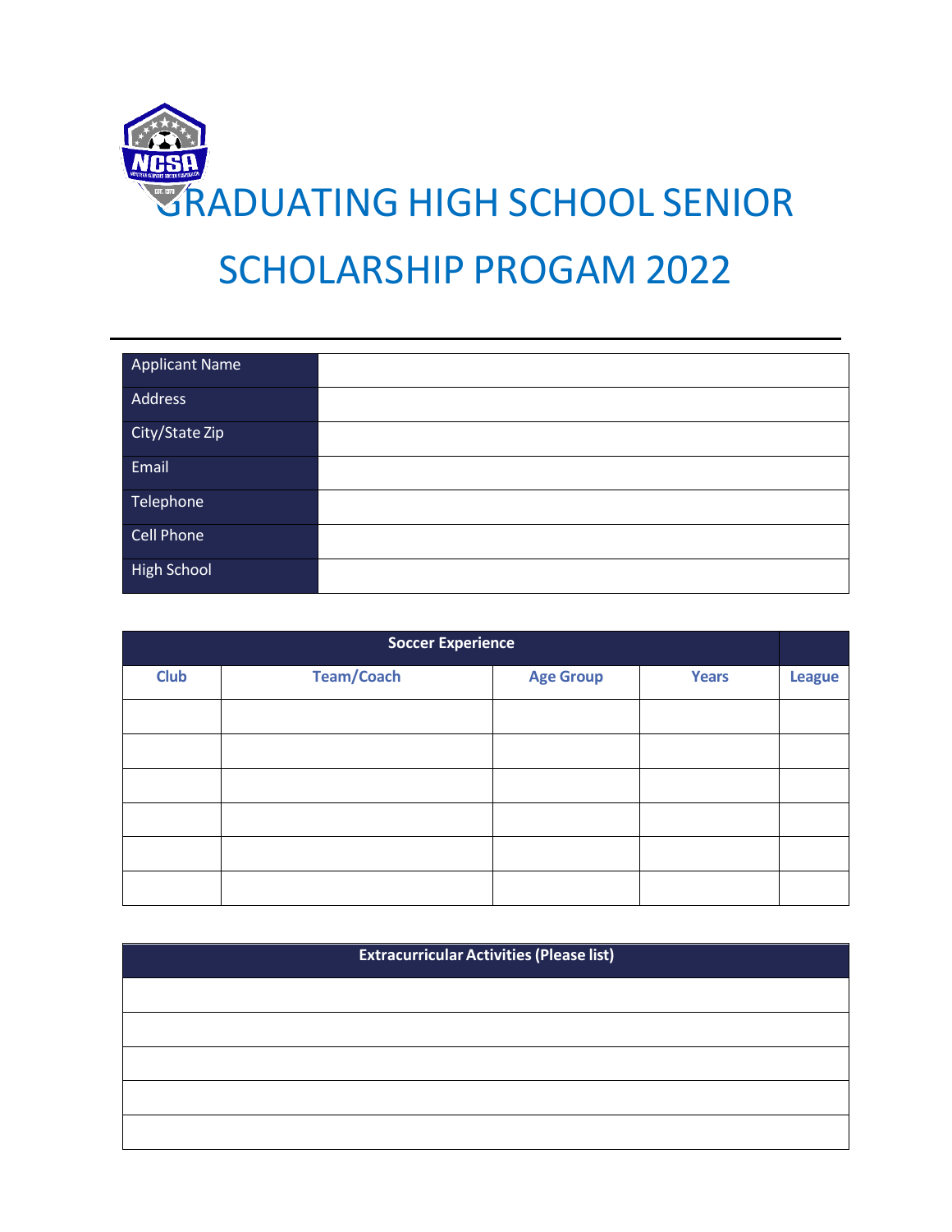# GRADUATING HIGH SCHOOL SENIOR SCHOLARSHIP PROGAM 2022

---

| | |
|---|---|
| Applicant Name | |
| Address | |
| City/State Zip | |
| Email | |
| Telephone | |
| Cell Phone | |
| High School | |

| Soccer Experience | | | | |
|---|---|---|---|---|
| **Club** | **Team/Coach** | **Age Group** | **Years** | **League** |
| | | | | |
| | | | | |
| | | | | |
| | | | | |
| | | | | |
| | | | | |

| Extracurricular Activities (Please list) |
|---|
| |
| |
| |
| |
| |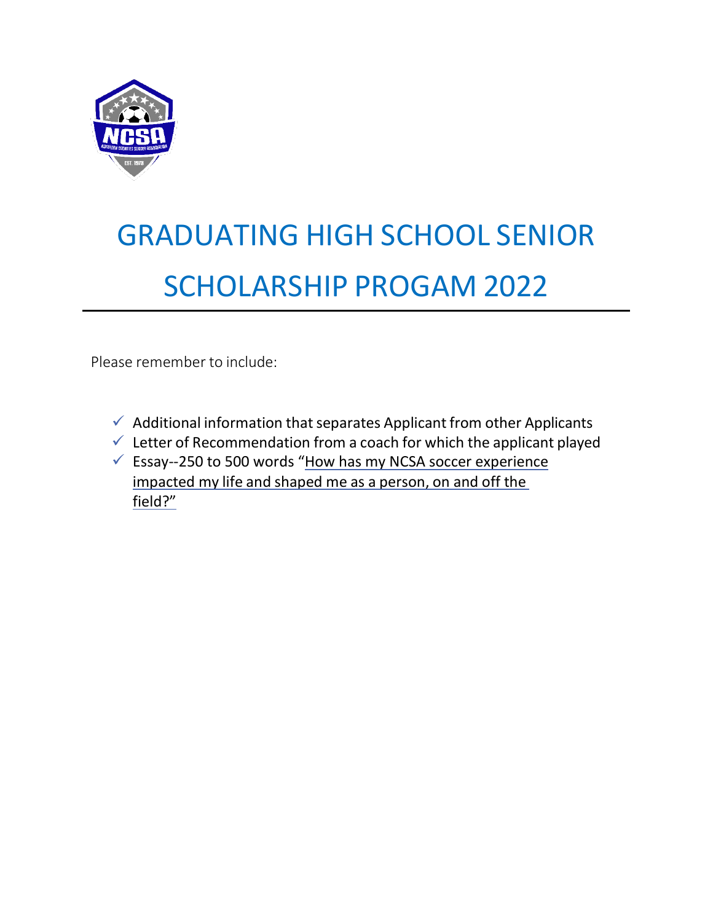# GRADUATING HIGH SCHOOL SENIOR SCHOLARSHIP PROGAM 2022

Please remember to include:

- ✓ Additional information that separates Applicant from other Applicants
- ✓ Letter of Recommendation from a coach for which the applicant played
- ✓ Essay--250 to 500 words "How has my NCSA soccer experience impacted my life and shaped me as a person, on and off the field?"